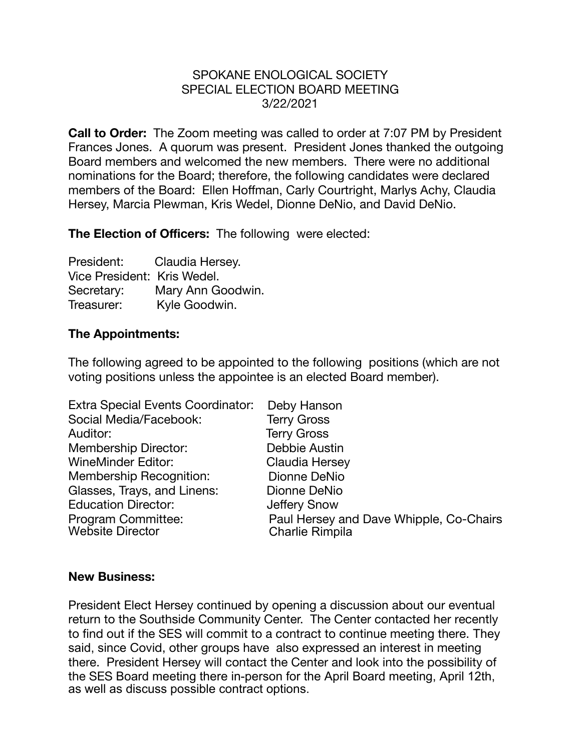# SPOKANE ENOLOGICAL SOCIETY
## SPECIAL ELECTION BOARD MEETING
### 3/22/2021

**Call to Order:** The Zoom meeting was called to order at 7:07 PM by President Frances Jones. A quorum was present. President Jones thanked the outgoing Board members and welcomed the new members. There were no additional nominations for the Board; therefore, the following candidates were declared members of the Board: Ellen Hoffman, Carly Courtright, Marlys Achy, Claudia Hersey, Marcia Plewman, Kris Wedel, Dionne DeNio, and David DeNio.

**The Election of Officers:** The following were elected:

President: Claudia Hersey.
Vice President: Kris Wedel.
Secretary: Mary Ann Goodwin.
Treasurer: Kyle Goodwin.

**The Appointments:**

The following agreed to be appointed to the following positions (which are not voting positions unless the appointee is an elected Board member).

| | |
|---|---|
| Extra Special Events Coordinator: | Deby Hanson |
| Social Media/Facebook: | Terry Gross |
| Auditor: | Terry Gross |
| Membership Director: | Debbie Austin |
| WineMinder Editor: | Claudia Hersey |
| Membership Recognition: | Dionne DeNio |
| Glasses, Trays, and Linens: | Dionne DeNio |
| Education Director: | Jeffery Snow |
| Program Committee: | Paul Hersey and Dave Whipple, Co-Chairs |
| Website Director | Charlie Rimpila |

**New Business:**

President Elect Hersey continued by opening a discussion about our eventual return to the Southside Community Center. The Center contacted her recently to find out if the SES will commit to a contract to continue meeting there. They said, since Covid, other groups have also expressed an interest in meeting there. President Hersey will contact the Center and look into the possibility of the SES Board meeting there in-person for the April Board meeting, April 12th, as well as discuss possible contract options.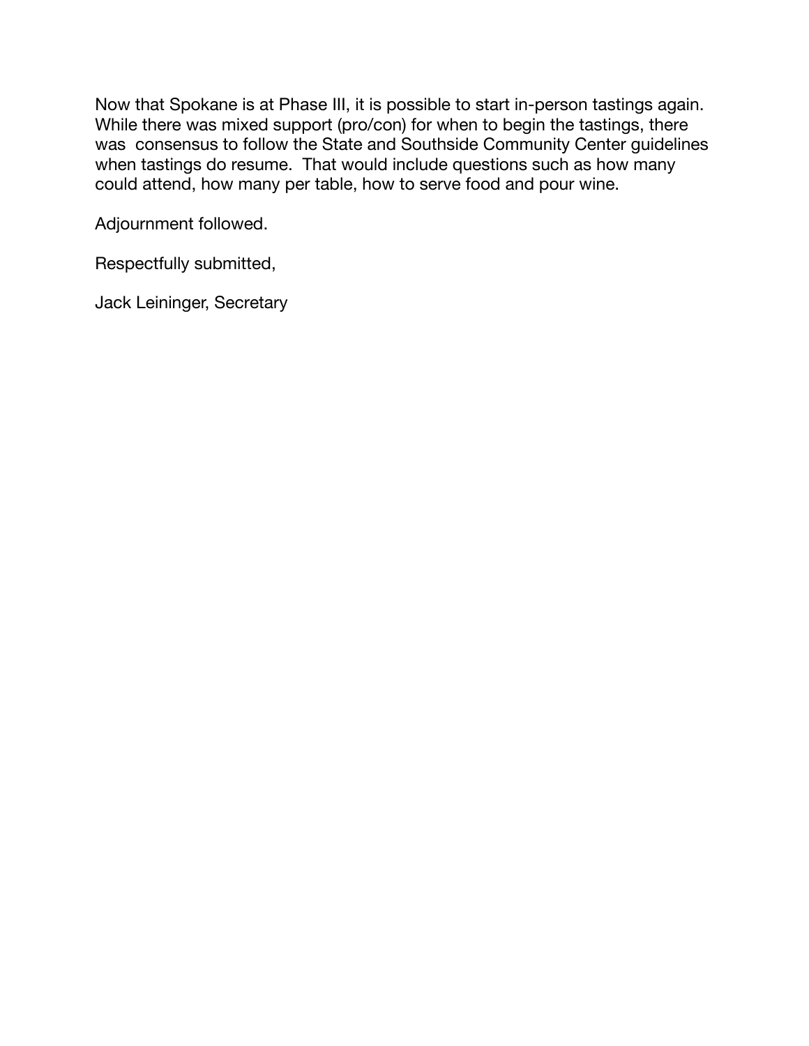Now that Spokane is at Phase III, it is possible to start in-person tastings again. While there was mixed support (pro/con) for when to begin the tastings, there was consensus to follow the State and Southside Community Center guidelines when tastings do resume. That would include questions such as how many could attend, how many per table, how to serve food and pour wine.

Adjournment followed.

Respectfully submitted,

Jack Leininger, Secretary